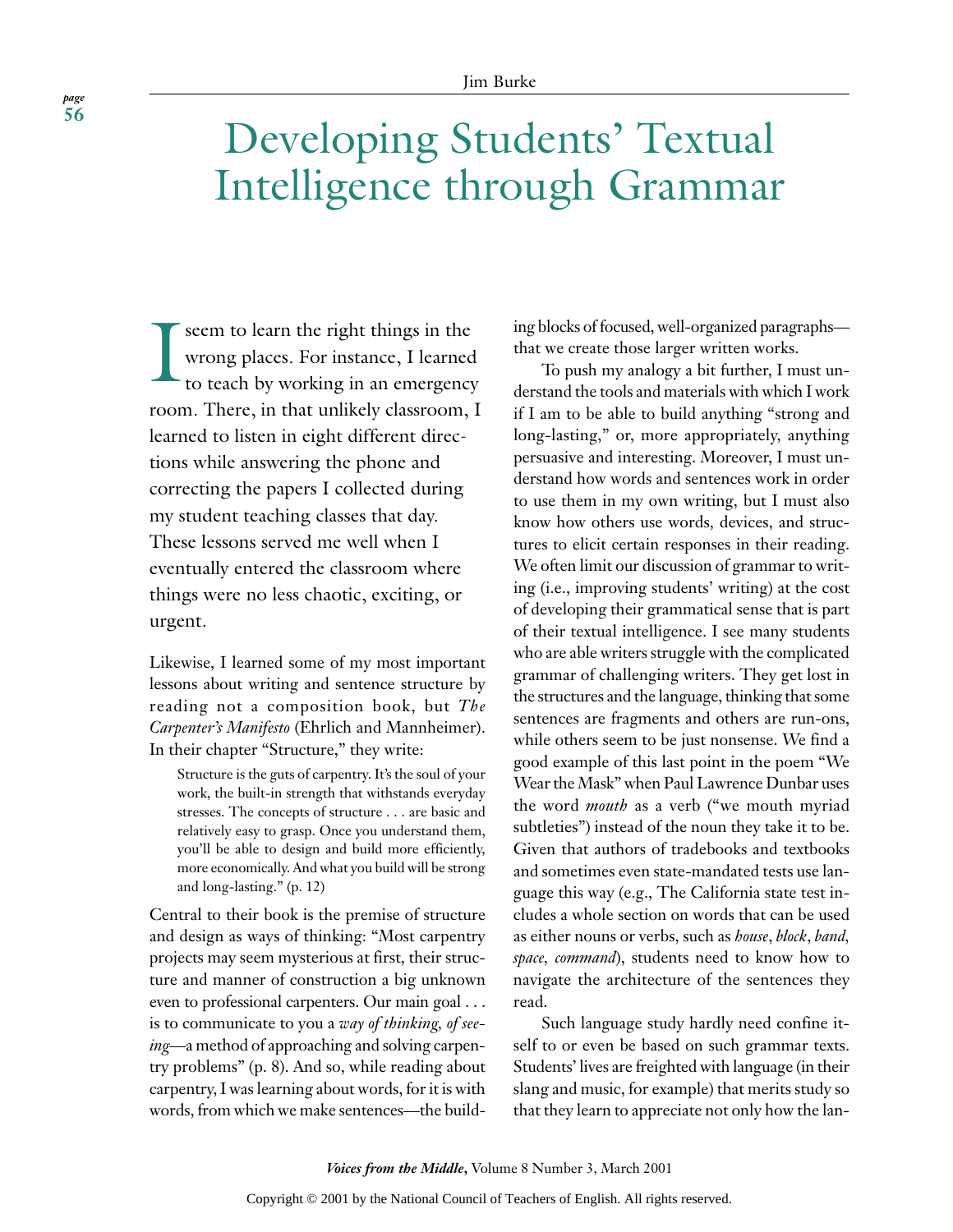# Developing Students' Textual Intelligence through Grammar

Jim Burke

I seem to learn the right things in the wrong places. For instance, I learned to teach by working in an emergency room. There, in that unlikely classroom, I learned to listen in eight different directions while answering the phone and correcting the papers I collected during my student teaching classes that day. These lessons served me well when I eventually entered the classroom where things were no less chaotic, exciting, or urgent.

Likewise, I learned some of my most important lessons about writing and sentence structure by reading not a composition book, but *The Carpenter's Manifesto* (Ehrlich and Mannheimer). In their chapter "Structure," they write:

> Structure is the guts of carpentry. It's the soul of your work, the built-in strength that withstands everyday stresses. The concepts of structure . . . are basic and relatively easy to grasp. Once you understand them, you'll be able to design and build more efficiently, more economically. And what you build will be strong and long-lasting." (p. 12)

Central to their book is the premise of structure and design as ways of thinking: "Most carpentry projects may seem mysterious at first, their structure and manner of construction a big unknown even to professional carpenters. Our main goal . . . is to communicate to you a *way of thinking, of seeing*—a method of approaching and solving carpentry problems" (p. 8). And so, while reading about carpentry, I was learning about words, for it is with words, from which we make sentences—the building blocks of focused, well-organized paragraphs—that we create those larger written works.

To push my analogy a bit further, I must understand the tools and materials with which I work if I am to be able to build anything "strong and long-lasting," or, more appropriately, anything persuasive and interesting. Moreover, I must understand how words and sentences work in order to use them in my own writing, but I must also know how others use words, devices, and structures to elicit certain responses in their reading. We often limit our discussion of grammar to writing (i.e., improving students' writing) at the cost of developing their grammatical sense that is part of their textual intelligence. I see many students who are able writers struggle with the complicated grammar of challenging writers. They get lost in the structures and the language, thinking that some sentences are fragments and others are run-ons, while others seem to be just nonsense. We find a good example of this last point in the poem "We Wear the Mask" when Paul Lawrence Dunbar uses the word *mouth* as a verb ("we mouth myriad subtleties") instead of the noun they take it to be. Given that authors of tradebooks and textbooks and sometimes even state-mandated tests use language this way (e.g., The California state test includes a whole section on words that can be used as either nouns or verbs, such as *house*, *block*, *band*, *space*, *command*), students need to know how to navigate the architecture of the sentences they read.

Such language study hardly need confine itself to or even be based on such grammar texts. Students' lives are freighted with language (in their slang and music, for example) that merits study so that they learn to appreciate not only how the lan-

Copyright © 2001 by the National Council of Teachers of English. All rights reserved.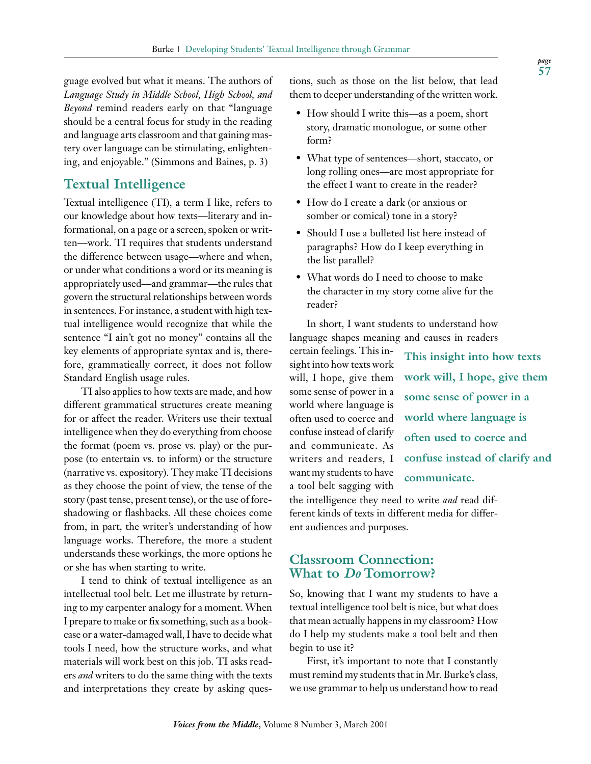guage evolved but what it means. The authors of *Language Study in Middle School, High School, and Beyond* remind readers early on that "language should be a central focus for study in the reading and language arts classroom and that gaining mastery over language can be stimulating, enlightening, and enjoyable." (Simmons and Baines, p. 3)

## Textual Intelligence

Textual intelligence (TI), a term I like, refers to our knowledge about how texts—literary and informational, on a page or a screen, spoken or written—work. TI requires that students understand the difference between usage—where and when, or under what conditions a word or its meaning is appropriately used—and grammar—the rules that govern the structural relationships between words in sentences. For instance, a student with high textual intelligence would recognize that while the sentence "I ain't got no money" contains all the key elements of appropriate syntax and is, therefore, grammatically correct, it does not follow Standard English usage rules.

TI also applies to how texts are made, and how different grammatical structures create meaning for or affect the reader. Writers use their textual intelligence when they do everything from choose the format (poem vs. prose vs. play) or the purpose (to entertain vs. to inform) or the structure (narrative vs. expository). They make TI decisions as they choose the point of view, the tense of the story (past tense, present tense), or the use of foreshadowing or flashbacks. All these choices come from, in part, the writer's understanding of how language works. Therefore, the more a student understands these workings, the more options he or she has when starting to write.

I tend to think of textual intelligence as an intellectual tool belt. Let me illustrate by returning to my carpenter analogy for a moment. When I prepare to make or fix something, such as a bookcase or a water-damaged wall, I have to decide what tools I need, how the structure works, and what materials will work best on this job. TI asks readers *and* writers to do the same thing with the texts and interpretations they create by asking questions, such as those on the list below, that lead them to deeper understanding of the written work.

- How should I write this—as a poem, short story, dramatic monologue, or some other form?
- What type of sentences—short, staccato, or long rolling ones—are most appropriate for the effect I want to create in the reader?
- How do I create a dark (or anxious or somber or comical) tone in a story?
- Should I use a bulleted list here instead of paragraphs? How do I keep everything in the list parallel?
- What words do I need to choose to make the character in my story come alive for the reader?

In short, I want students to understand how language shapes meaning and causes in readers certain feelings. This insight into how texts work will, I hope, give them some sense of power in a world where language is often used to coerce and confuse instead of clarify and communicate. As writers and readers, I want my students to have a tool belt sagging with the intelligence they need to write *and* read different kinds of texts in different media for different audiences and purposes.

**This insight into how texts work will, I hope, give them some sense of power in a world where language is often used to coerce and confuse instead of clarify and communicate.**

## Classroom Connection: What to *Do* Tomorrow?

So, knowing that I want my students to have a textual intelligence tool belt is nice, but what does that mean actually happens in my classroom? How do I help my students make a tool belt and then begin to use it?

First, it's important to note that I constantly must remind my students that in Mr. Burke's class, we use grammar to help us understand how to read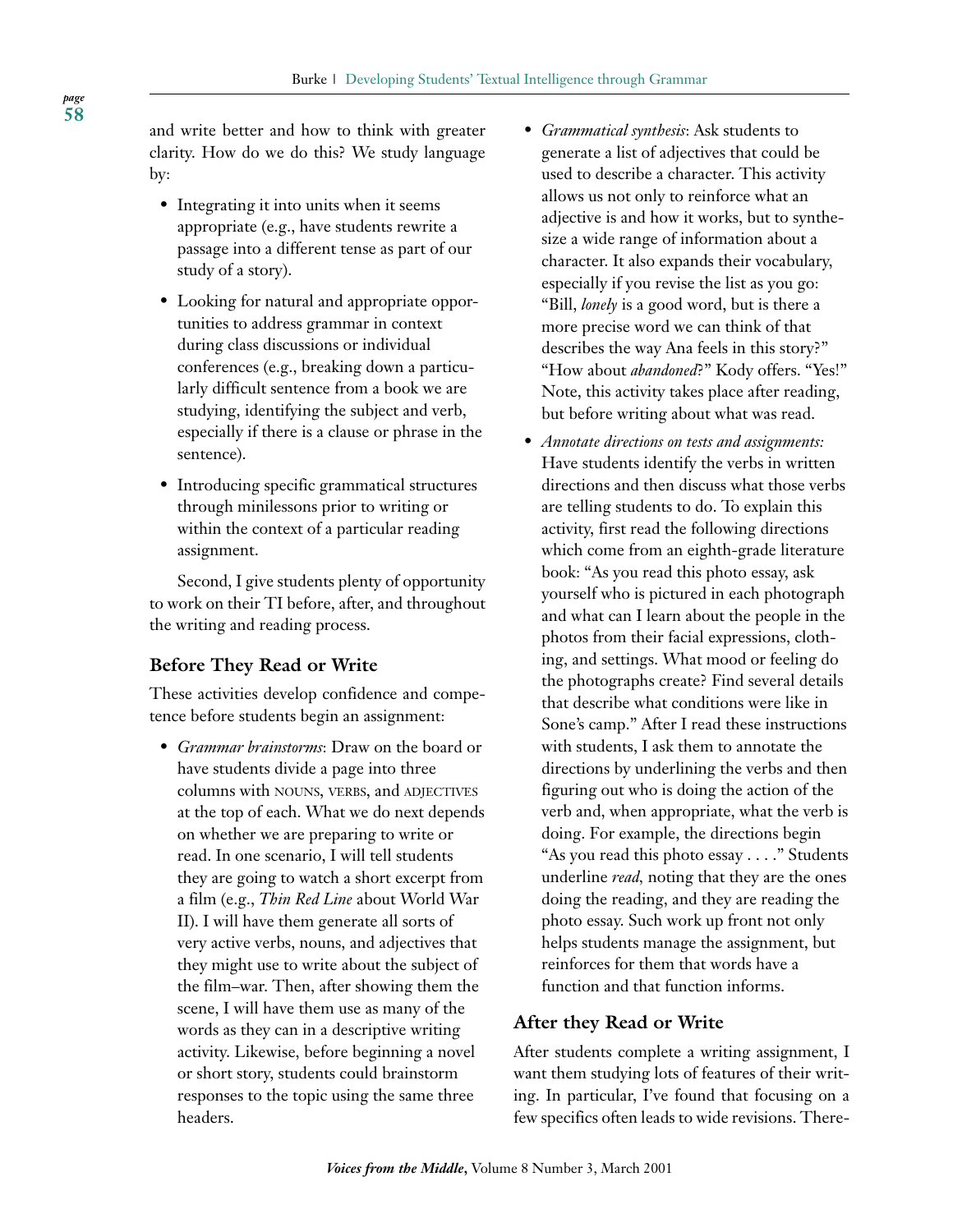and write better and how to think with greater clarity. How do we do this? We study language by:

- Integrating it into units when it seems appropriate (e.g., have students rewrite a passage into a different tense as part of our study of a story).
- Looking for natural and appropriate opportunities to address grammar in context during class discussions or individual conferences (e.g., breaking down a particularly difficult sentence from a book we are studying, identifying the subject and verb, especially if there is a clause or phrase in the sentence).
- Introducing specific grammatical structures through minilessons prior to writing or within the context of a particular reading assignment.

Second, I give students plenty of opportunity to work on their TI before, after, and throughout the writing and reading process.

## Before They Read or Write

These activities develop confidence and competence before students begin an assignment:

- *Grammar brainstorms*: Draw on the board or have students divide a page into three columns with NOUNS, VERBS, and ADJECTIVES at the top of each. What we do next depends on whether we are preparing to write or read. In one scenario, I will tell students they are going to watch a short excerpt from a film (e.g., *Thin Red Line* about World War II). I will have them generate all sorts of very active verbs, nouns, and adjectives that they might use to write about the subject of the film–war. Then, after showing them the scene, I will have them use as many of the words as they can in a descriptive writing activity. Likewise, before beginning a novel or short story, students could brainstorm responses to the topic using the same three headers.
- *Grammatical synthesis*: Ask students to generate a list of adjectives that could be used to describe a character. This activity allows us not only to reinforce what an adjective is and how it works, but to synthesize a wide range of information about a character. It also expands their vocabulary, especially if you revise the list as you go: "Bill, *lonely* is a good word, but is there a more precise word we can think of that describes the way Ana feels in this story?" "How about *abandoned*?" Kody offers. "Yes!" Note, this activity takes place after reading, but before writing about what was read.
- *Annotate directions on tests and assignments:* Have students identify the verbs in written directions and then discuss what those verbs are telling students to do. To explain this activity, first read the following directions which come from an eighth-grade literature book: "As you read this photo essay, ask yourself who is pictured in each photograph and what can I learn about the people in the photos from their facial expressions, clothing, and settings. What mood or feeling do the photographs create? Find several details that describe what conditions were like in Sone's camp." After I read these instructions with students, I ask them to annotate the directions by underlining the verbs and then figuring out who is doing the action of the verb and, when appropriate, what the verb is doing. For example, the directions begin "As you read this photo essay . . . ." Students underline *read*, noting that they are the ones doing the reading, and they are reading the photo essay. Such work up front not only helps students manage the assignment, but reinforces for them that words have a function and that function informs.

## After they Read or Write

After students complete a writing assignment, I want them studying lots of features of their writing. In particular, I've found that focusing on a few specifics often leads to wide revisions. There-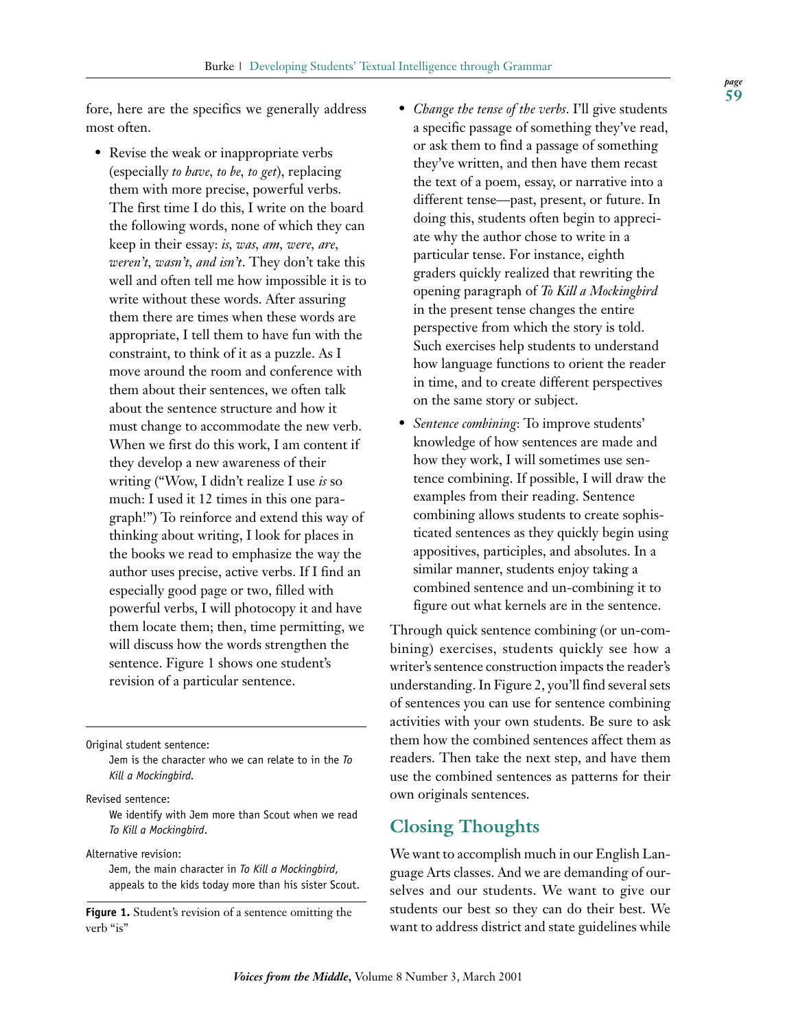fore, here are the specifics we generally address most often.

- Revise the weak or inappropriate verbs (especially *to have*, *to be*, *to get*), replacing them with more precise, powerful verbs. The first time I do this, I write on the board the following words, none of which they can keep in their essay: *is, was, am, were, are, weren't, wasn't, and isn't*. They don't take this well and often tell me how impossible it is to write without these words. After assuring them there are times when these words are appropriate, I tell them to have fun with the constraint, to think of it as a puzzle. As I move around the room and conference with them about their sentences, we often talk about the sentence structure and how it must change to accommodate the new verb. When we first do this work, I am content if they develop a new awareness of their writing ("Wow, I didn't realize I use *is* so much: I used it 12 times in this one paragraph!") To reinforce and extend this way of thinking about writing, I look for places in the books we read to emphasize the way the author uses precise, active verbs. If I find an especially good page or two, filled with powerful verbs, I will photocopy it and have them locate them; then, time permitting, we will discuss how the words strengthen the sentence. Figure 1 shows one student's revision of a particular sentence.

Original student sentence:

Jem is the character who we can relate to in the *To Kill a Mockingbird*.

Revised sentence:

We identify with Jem more than Scout when we read *To Kill a Mockingbird*.

Alternative revision:

Jem, the main character in *To Kill a Mockingbird*, appeals to the kids today more than his sister Scout.

**Figure 1.** Student's revision of a sentence omitting the verb "is"

- *Change the tense of the verbs*. I'll give students a specific passage of something they've read, or ask them to find a passage of something they've written, and then have them recast the text of a poem, essay, or narrative into a different tense—past, present, or future. In doing this, students often begin to appreciate why the author chose to write in a particular tense. For instance, eighth graders quickly realized that rewriting the opening paragraph of *To Kill a Mockingbird* in the present tense changes the entire perspective from which the story is told. Such exercises help students to understand how language functions to orient the reader in time, and to create different perspectives on the same story or subject.
- *Sentence combining*: To improve students' knowledge of how sentences are made and how they work, I will sometimes use sentence combining. If possible, I will draw the examples from their reading. Sentence combining allows students to create sophisticated sentences as they quickly begin using appositives, participles, and absolutes. In a similar manner, students enjoy taking a combined sentence and un-combining it to figure out what kernels are in the sentence.

Through quick sentence combining (or un-combining) exercises, students quickly see how a writer's sentence construction impacts the reader's understanding. In Figure 2, you'll find several sets of sentences you can use for sentence combining activities with your own students. Be sure to ask them how the combined sentences affect them as readers. Then take the next step, and have them use the combined sentences as patterns for their own originals sentences.

## Closing Thoughts

We want to accomplish much in our English Language Arts classes. And we are demanding of ourselves and our students. We want to give our students our best so they can do their best. We want to address district and state guidelines while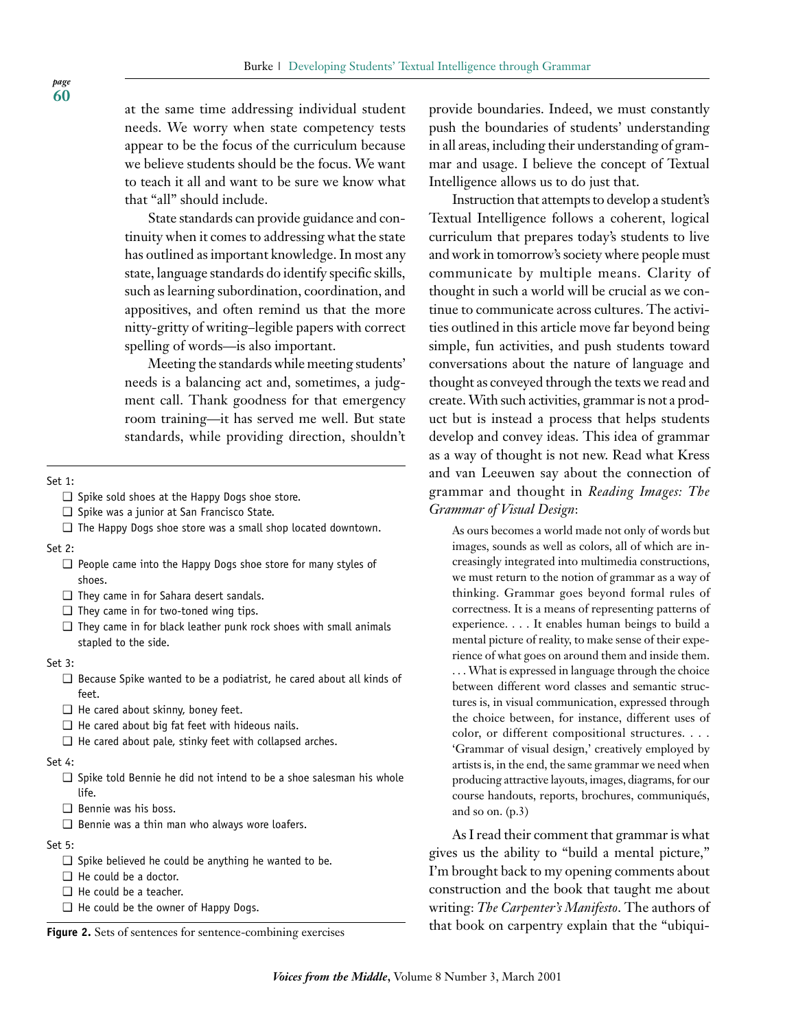at the same time addressing individual student needs. We worry when state competency tests appear to be the focus of the curriculum because we believe students should be the focus. We want to teach it all and want to be sure we know what that "all" should include.

State standards can provide guidance and continuity when it comes to addressing what the state has outlined as important knowledge. In most any state, language standards do identify specific skills, such as learning subordination, coordination, and appositives, and often remind us that the more nitty-gritty of writing–legible papers with correct spelling of words—is also important.

Meeting the standards while meeting students' needs is a balancing act and, sometimes, a judgment call. Thank goodness for that emergency room training—it has served me well. But state standards, while providing direction, shouldn't provide boundaries. Indeed, we must constantly push the boundaries of students' understanding in all areas, including their understanding of grammar and usage. I believe the concept of Textual Intelligence allows us to do just that.

Instruction that attempts to develop a student's Textual Intelligence follows a coherent, logical curriculum that prepares today's students to live and work in tomorrow's society where people must communicate by multiple means. Clarity of thought in such a world will be crucial as we continue to communicate across cultures. The activities outlined in this article move far beyond being simple, fun activities, and push students toward conversations about the nature of language and thought as conveyed through the texts we read and create. With such activities, grammar is not a product but is instead a process that helps students develop and convey ideas. This idea of grammar as a way of thought is not new. Read what Kress and van Leeuwen say about the connection of grammar and thought in *Reading Images: The Grammar of Visual Design*:

> As ours becomes a world made not only of words but images, sounds as well as colors, all of which are increasingly integrated into multimedia constructions, we must return to the notion of grammar as a way of thinking. Grammar goes beyond formal rules of correctness. It is a means of representing patterns of experience. . . . It enables human beings to build a mental picture of reality, to make sense of their experience of what goes on around them and inside them. . . . What is expressed in language through the choice between different word classes and semantic structures is, in visual communication, expressed through the choice between, for instance, different uses of color, or different compositional structures. . . . 'Grammar of visual design,' creatively employed by artists is, in the end, the same grammar we need when producing attractive layouts, images, diagrams, for our course handouts, reports, brochures, communiqués, and so on. (p.3)

As I read their comment that grammar is what gives us the ability to "build a mental picture," I'm brought back to my opening comments about construction and the book that taught me about writing: *The Carpenter's Manifesto*. The authors of that book on carpentry explain that the "ubiqui-

---

Set 1:

- ❑ Spike sold shoes at the Happy Dogs shoe store.
- ❑ Spike was a junior at San Francisco State.
- ❑ The Happy Dogs shoe store was a small shop located downtown.

Set 2:

- ❑ People came into the Happy Dogs shoe store for many styles of shoes.
- ❑ They came in for Sahara desert sandals.
- ❑ They came in for two-toned wing tips.
- ❑ They came in for black leather punk rock shoes with small animals stapled to the side.

Set 3:

- ❑ Because Spike wanted to be a podiatrist, he cared about all kinds of feet.
- ❑ He cared about skinny, boney feet.
- ❑ He cared about big fat feet with hideous nails.
- ❑ He cared about pale, stinky feet with collapsed arches.

Set 4:

- ❑ Spike told Bennie he did not intend to be a shoe salesman his whole life.
- ❑ Bennie was his boss.
- ❑ Bennie was a thin man who always wore loafers.

Set 5:

- ❑ Spike believed he could be anything he wanted to be.
- ❑ He could be a doctor.
- ❑ He could be a teacher.
- ❑ He could be the owner of Happy Dogs.

**Figure 2.** Sets of sentences for sentence-combining exercises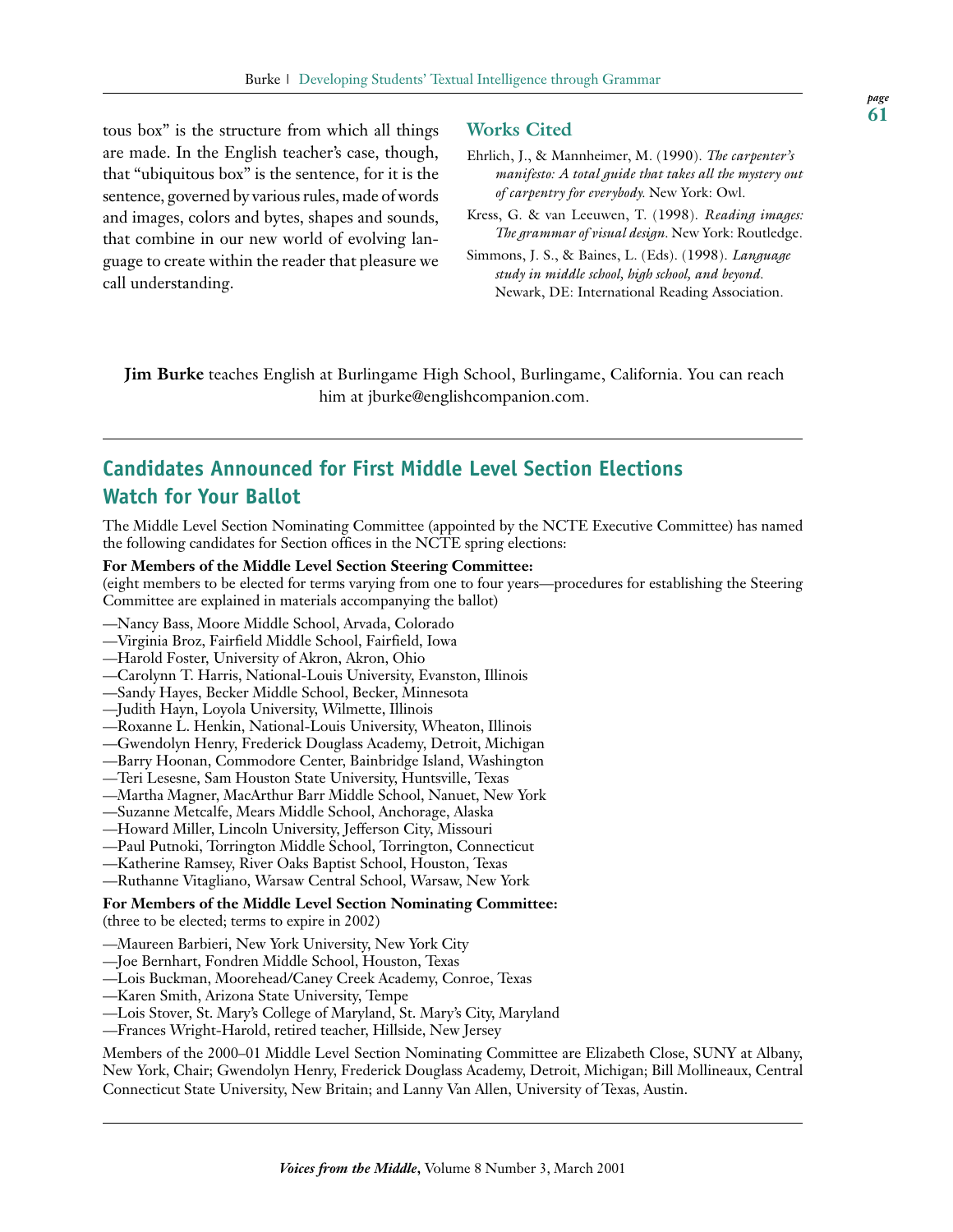tous box" is the structure from which all things are made. In the English teacher's case, though, that "ubiquitous box" is the sentence, for it is the sentence, governed by various rules, made of words and images, colors and bytes, shapes and sounds, that combine in our new world of evolving language to create within the reader that pleasure we call understanding.

## Works Cited

Ehrlich, J., & Mannheimer, M. (1990). *The carpenter's manifesto: A total guide that takes all the mystery out of carpentry for everybody.* New York: Owl.

Kress, G. & van Leeuwen, T. (1998). *Reading images: The grammar of visual design*. New York: Routledge.

Simmons, J. S., & Baines, L. (Eds). (1998). *Language study in middle school, high school, and beyond.* Newark, DE: International Reading Association.

**Jim Burke** teaches English at Burlingame High School, Burlingame, California. You can reach him at jburke@englishcompanion.com.

---

## Candidates Announced for First Middle Level Section Elections Watch for Your Ballot

The Middle Level Section Nominating Committee (appointed by the NCTE Executive Committee) has named the following candidates for Section offices in the NCTE spring elections:

**For Members of the Middle Level Section Steering Committee:**
(eight members to be elected for terms varying from one to four years—procedures for establishing the Steering Committee are explained in materials accompanying the ballot)

—Nancy Bass, Moore Middle School, Arvada, Colorado
—Virginia Broz, Fairfield Middle School, Fairfield, Iowa
—Harold Foster, University of Akron, Akron, Ohio
—Carolynn T. Harris, National-Louis University, Evanston, Illinois
—Sandy Hayes, Becker Middle School, Becker, Minnesota
—Judith Hayn, Loyola University, Wilmette, Illinois
—Roxanne L. Henkin, National-Louis University, Wheaton, Illinois
—Gwendolyn Henry, Frederick Douglass Academy, Detroit, Michigan
—Barry Hoonan, Commodore Center, Bainbridge Island, Washington
—Teri Lesesne, Sam Houston State University, Huntsville, Texas
—Martha Magner, MacArthur Barr Middle School, Nanuet, New York
—Suzanne Metcalfe, Mears Middle School, Anchorage, Alaska
—Howard Miller, Lincoln University, Jefferson City, Missouri
—Paul Putnoki, Torrington Middle School, Torrington, Connecticut
—Katherine Ramsey, River Oaks Baptist School, Houston, Texas
—Ruthanne Vitagliano, Warsaw Central School, Warsaw, New York

**For Members of the Middle Level Section Nominating Committee:**
(three to be elected; terms to expire in 2002)

—Maureen Barbieri, New York University, New York City
—Joe Bernhart, Fondren Middle School, Houston, Texas
—Lois Buckman, Moorehead/Caney Creek Academy, Conroe, Texas
—Karen Smith, Arizona State University, Tempe
—Lois Stover, St. Mary's College of Maryland, St. Mary's City, Maryland
—Frances Wright-Harold, retired teacher, Hillside, New Jersey

Members of the 2000–01 Middle Level Section Nominating Committee are Elizabeth Close, SUNY at Albany, New York, Chair; Gwendolyn Henry, Frederick Douglass Academy, Detroit, Michigan; Bill Mollineaux, Central Connecticut State University, New Britain; and Lanny Van Allen, University of Texas, Austin.